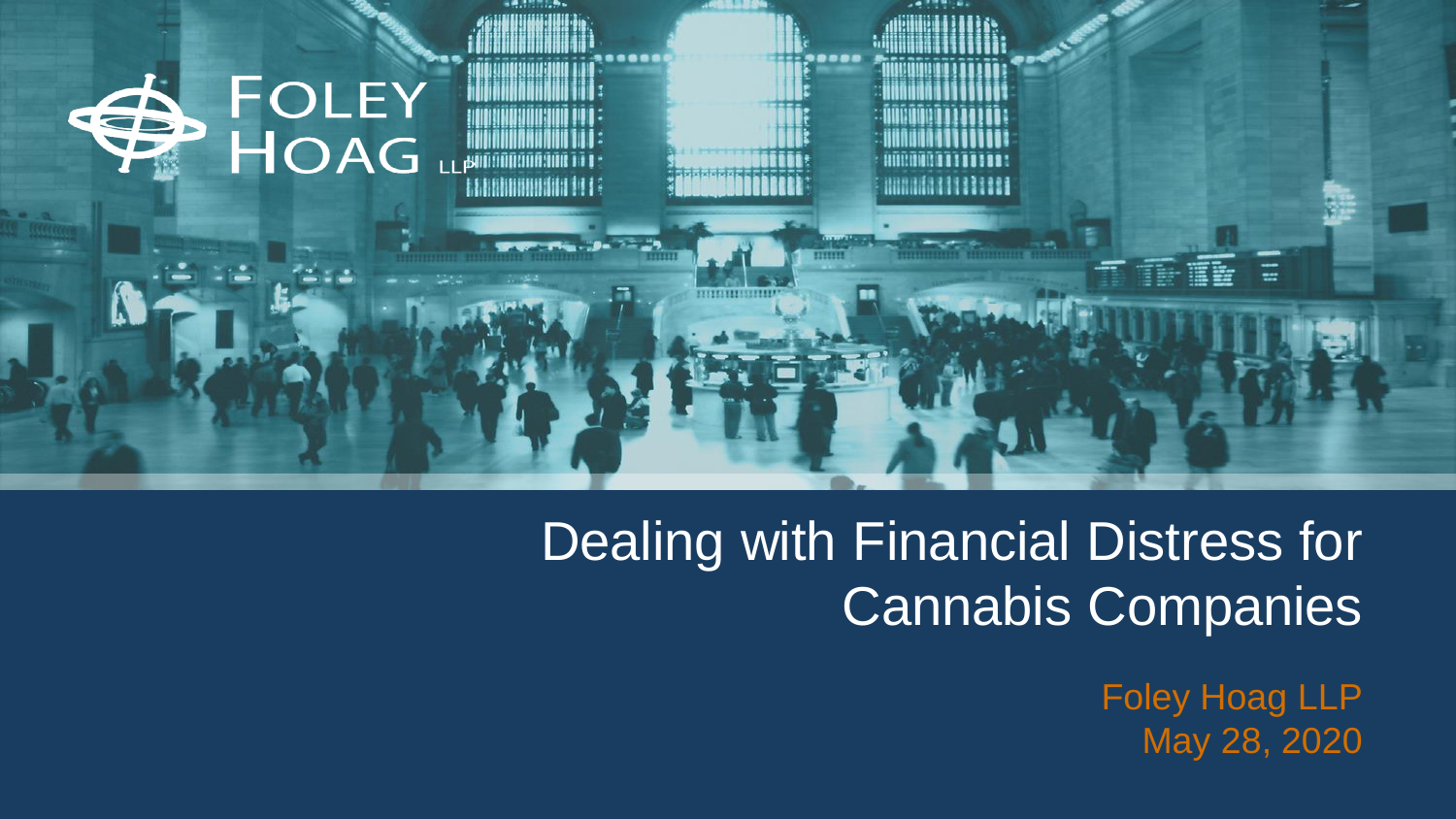FOLEY HOAG LLP

# Dealing with Financial Distress for Cannabis Companies

Foley Hoag LLP
May 28, 2020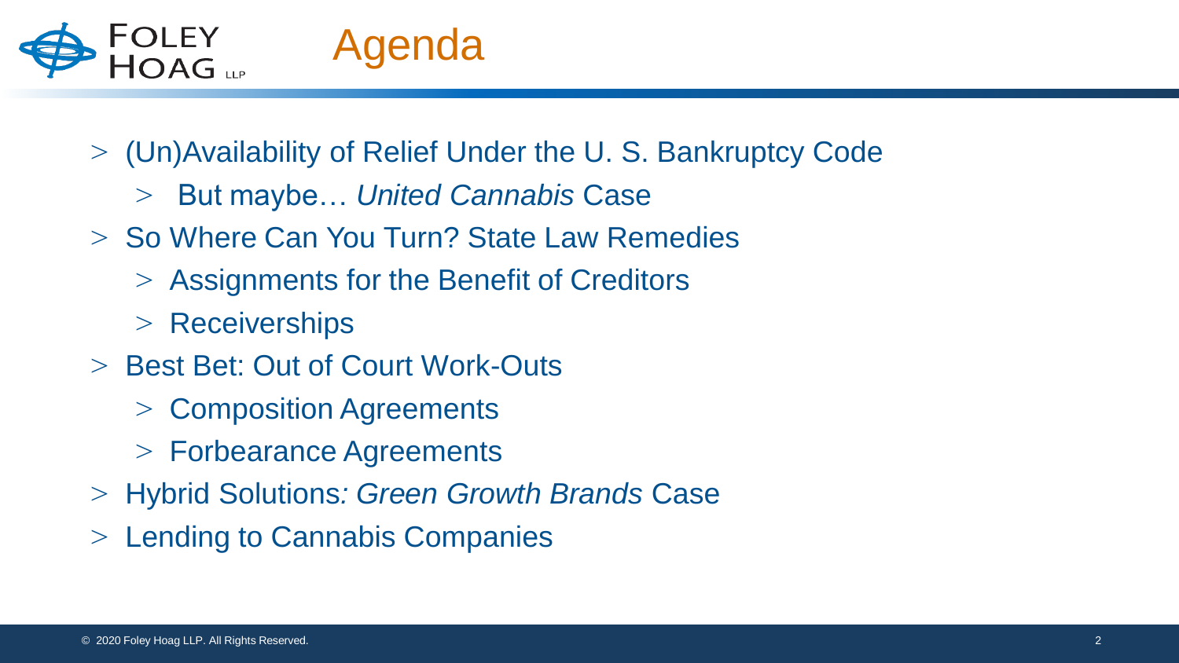# Agenda

- (Un)Availability of Relief Under the U. S. Bankruptcy Code
  - But maybe… *United Cannabis* Case
- So Where Can You Turn? State Law Remedies
  - Assignments for the Benefit of Creditors
  - Receiverships
- Best Bet: Out of Court Work-Outs
  - Composition Agreements
  - Forbearance Agreements
- Hybrid Solutions*: Green Growth Brands* Case
- Lending to Cannabis Companies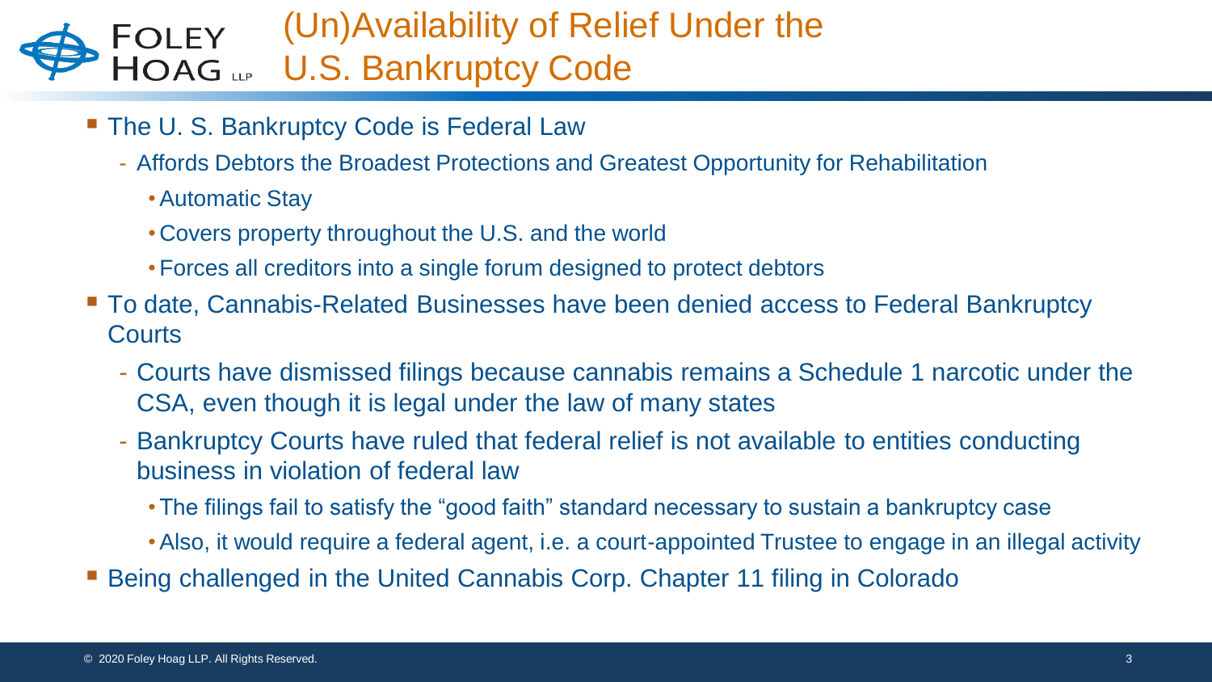# (Un)Availability of Relief Under the U.S. Bankruptcy Code

- The U. S. Bankruptcy Code is Federal Law
  - Affords Debtors the Broadest Protections and Greatest Opportunity for Rehabilitation
    - Automatic Stay
    - Covers property throughout the U.S. and the world
    - Forces all creditors into a single forum designed to protect debtors
- To date, Cannabis-Related Businesses have been denied access to Federal Bankruptcy Courts
  - Courts have dismissed filings because cannabis remains a Schedule 1 narcotic under the CSA, even though it is legal under the law of many states
  - Bankruptcy Courts have ruled that federal relief is not available to entities conducting business in violation of federal law
    - The filings fail to satisfy the "good faith" standard necessary to sustain a bankruptcy case
    - Also, it would require a federal agent, i.e. a court-appointed Trustee to engage in an illegal activity
- Being challenged in the United Cannabis Corp. Chapter 11 filing in Colorado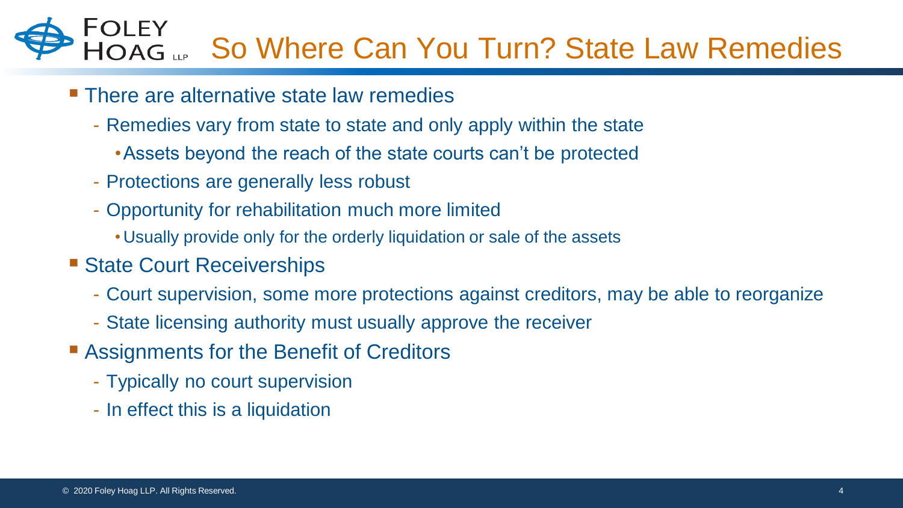# So Where Can You Turn? State Law Remedies

- There are alternative state law remedies
  - Remedies vary from state to state and only apply within the state
    - Assets beyond the reach of the state courts can't be protected
  - Protections are generally less robust
  - Opportunity for rehabilitation much more limited
    - Usually provide only for the orderly liquidation or sale of the assets
- State Court Receiverships
  - Court supervision, some more protections against creditors, may be able to reorganize
  - State licensing authority must usually approve the receiver
- Assignments for the Benefit of Creditors
  - Typically no court supervision
  - In effect this is a liquidation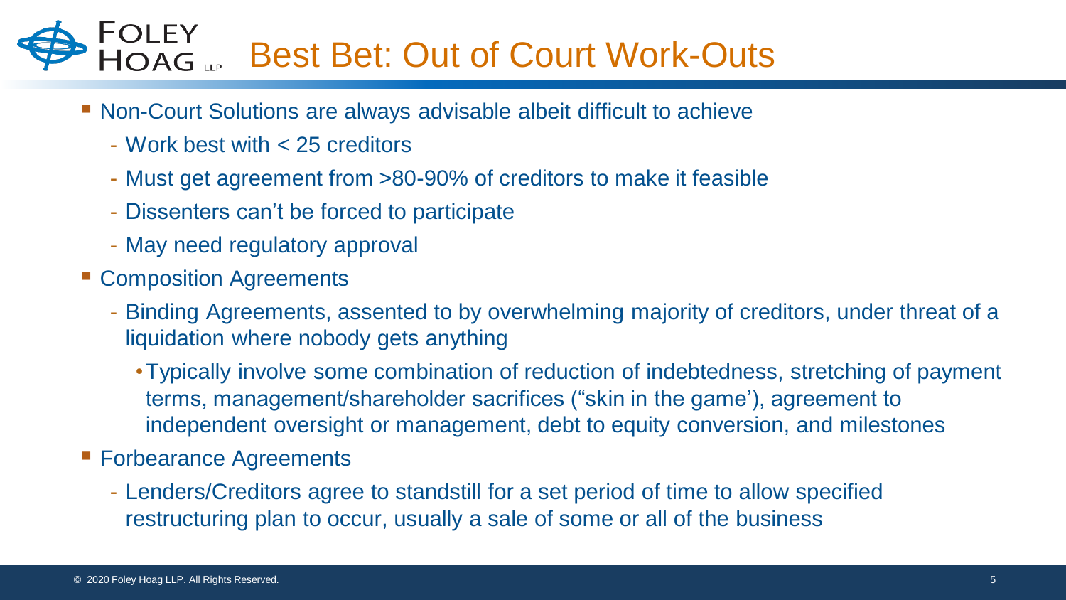# Best Bet: Out of Court Work-Outs

- Non-Court Solutions are always advisable albeit difficult to achieve
  - Work best with < 25 creditors
  - Must get agreement from >80-90% of creditors to make it feasible
  - Dissenters can't be forced to participate
  - May need regulatory approval
- Composition Agreements
  - Binding Agreements, assented to by overwhelming majority of creditors, under threat of a liquidation where nobody gets anything
    - Typically involve some combination of reduction of indebtedness, stretching of payment terms, management/shareholder sacrifices ("skin in the game'), agreement to independent oversight or management, debt to equity conversion, and milestones
- Forbearance Agreements
  - Lenders/Creditors agree to standstill for a set period of time to allow specified restructuring plan to occur, usually a sale of some or all of the business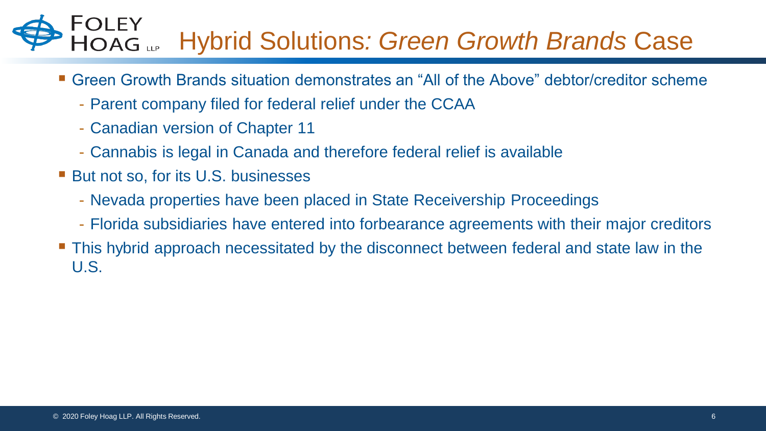# Hybrid Solutions: *Green Growth Brands* Case

- Green Growth Brands situation demonstrates an “All of the Above” debtor/creditor scheme
  - Parent company filed for federal relief under the CCAA
  - Canadian version of Chapter 11
  - Cannabis is legal in Canada and therefore federal relief is available
- But not so, for its U.S. businesses
  - Nevada properties have been placed in State Receivership Proceedings
  - Florida subsidiaries have entered into forbearance agreements with their major creditors
- This hybrid approach necessitated by the disconnect between federal and state law in the U.S.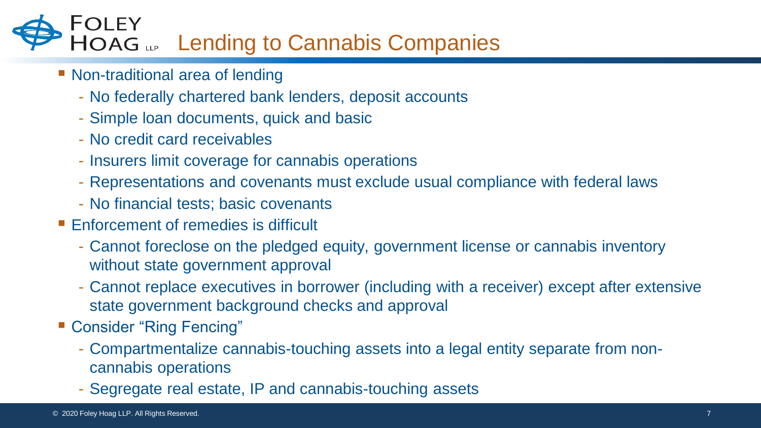# Lending to Cannabis Companies

- Non-traditional area of lending
  - No federally chartered bank lenders, deposit accounts
  - Simple loan documents, quick and basic
  - No credit card receivables
  - Insurers limit coverage for cannabis operations
  - Representations and covenants must exclude usual compliance with federal laws
  - No financial tests; basic covenants
- Enforcement of remedies is difficult
  - Cannot foreclose on the pledged equity, government license or cannabis inventory without state government approval
  - Cannot replace executives in borrower (including with a receiver) except after extensive state government background checks and approval
- Consider "Ring Fencing"
  - Compartmentalize cannabis-touching assets into a legal entity separate from non-cannabis operations
  - Segregate real estate, IP and cannabis-touching assets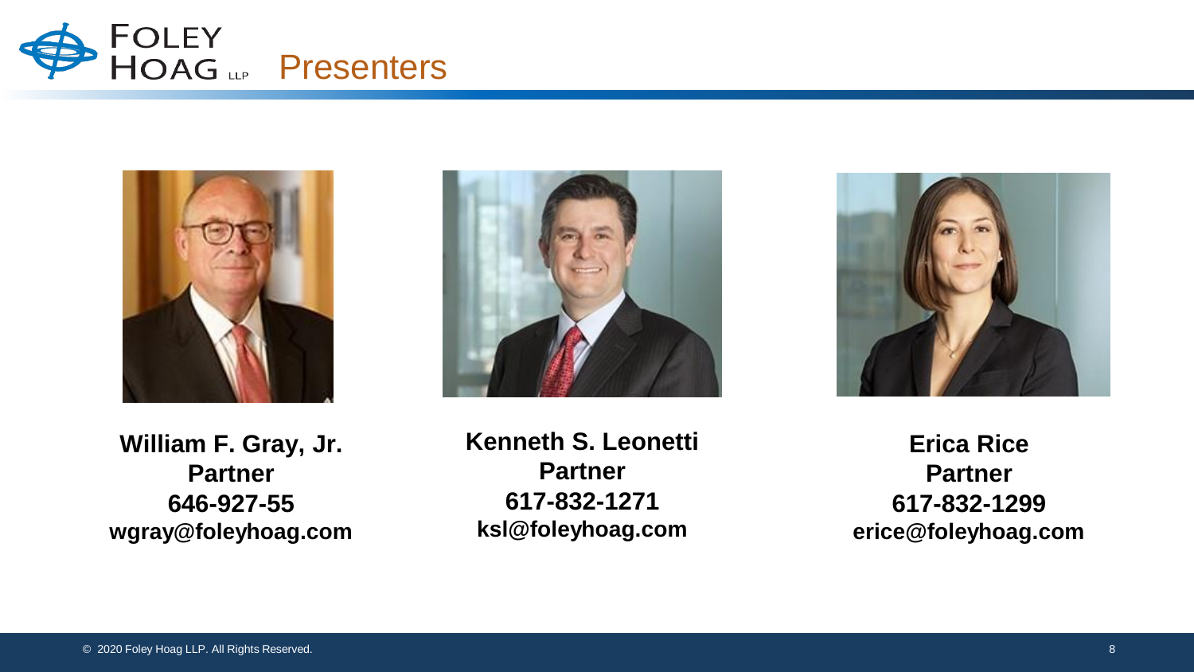# Presenters

**William F. Gray, Jr.**
**Partner**
**646-927-55**
**wgray@foleyhoag.com**

**Kenneth S. Leonetti**
**Partner**
**617-832-1271**
**ksl@foleyhoag.com**

**Erica Rice**
**Partner**
**617-832-1299**
**erice@foleyhoag.com**